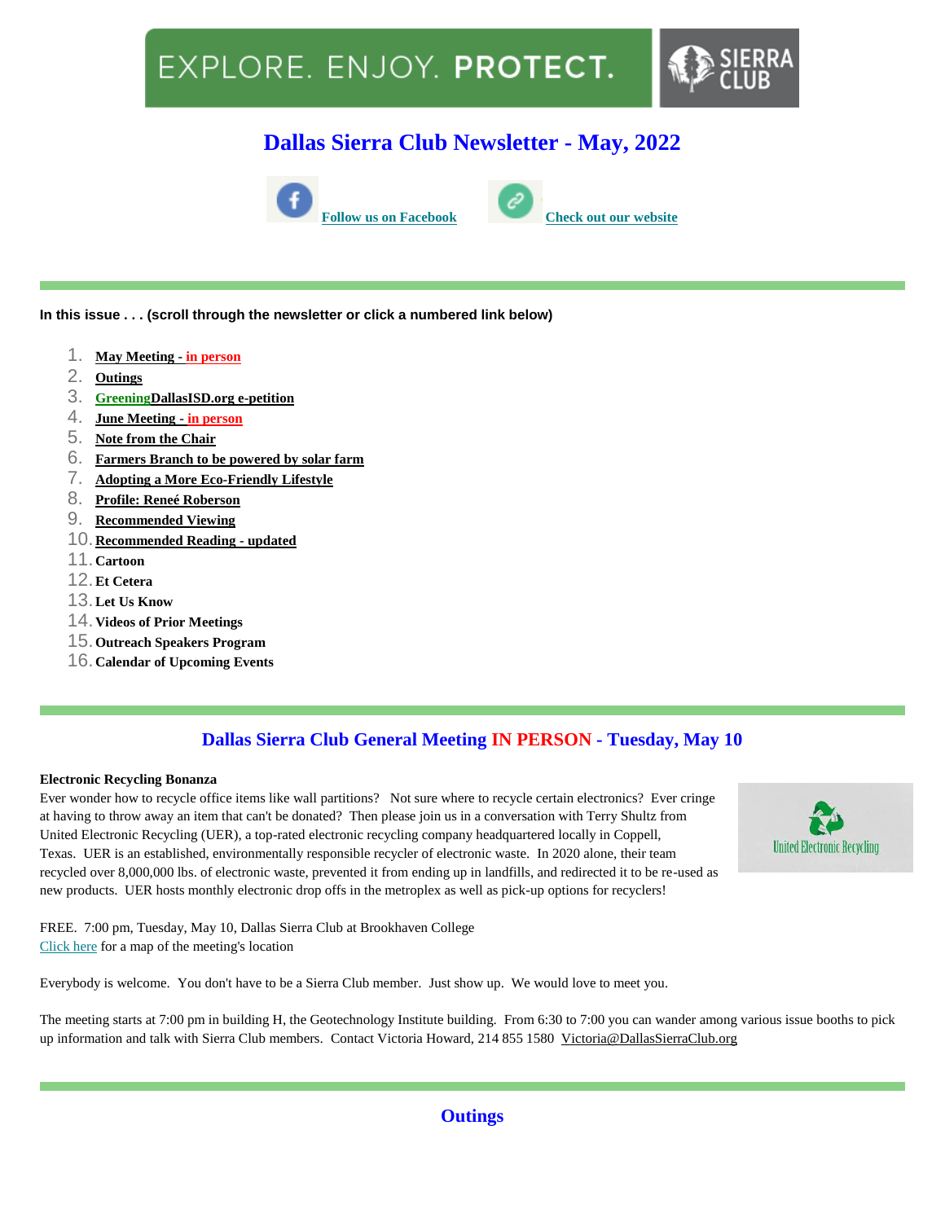EXPLORE. ENJOY. **PROTECT.** SIERRA CLUB

# Dallas Sierra Club Newsletter - May, 2022

**Follow us on Facebook** **Check out our website**

---

**In this issue . . . (scroll through the newsletter or click a numbered link below)**

1. **May Meeting - in person**
2. **Outings**
3. **GreeningDallasISD.org e-petition**
4. **June Meeting - in person**
5. **Note from the Chair**
6. **Farmers Branch to be powered by solar farm**
7. **Adopting a More Eco-Friendly Lifestyle**
8. **Profile: Reneé Roberson**
9. **Recommended Viewing**
10. **Recommended Reading - updated**
11. **Cartoon**
12. **Et Cetera**
13. **Let Us Know**
14. **Videos of Prior Meetings**
15. **Outreach Speakers Program**
16. **Calendar of Upcoming Events**

---

## Dallas Sierra Club General Meeting IN PERSON - Tuesday, May 10

**Electronic Recycling Bonanza**

Ever wonder how to recycle office items like wall partitions? Not sure where to recycle certain electronics? Ever cringe at having to throw away an item that can't be donated? Then please join us in a conversation with Terry Shultz from United Electronic Recycling (UER), a top-rated electronic recycling company headquartered locally in Coppell, Texas. UER is an established, environmentally responsible recycler of electronic waste. In 2020 alone, their team recycled over 8,000,000 lbs. of electronic waste, prevented it from ending up in landfills, and redirected it to be re-used as new products. UER hosts monthly electronic drop offs in the metroplex as well as pick-up options for recyclers!

United Electronic Recycling

FREE. 7:00 pm, Tuesday, May 10, Dallas Sierra Club at Brookhaven College
Click here for a map of the meeting's location

Everybody is welcome. You don't have to be a Sierra Club member. Just show up. We would love to meet you.

The meeting starts at 7:00 pm in building H, the Geotechnology Institute building. From 6:30 to 7:00 you can wander among various issue booths to pick up information and talk with Sierra Club members. Contact Victoria Howard, 214 855 1580 Victoria@DallasSierraClub.org

---

## Outings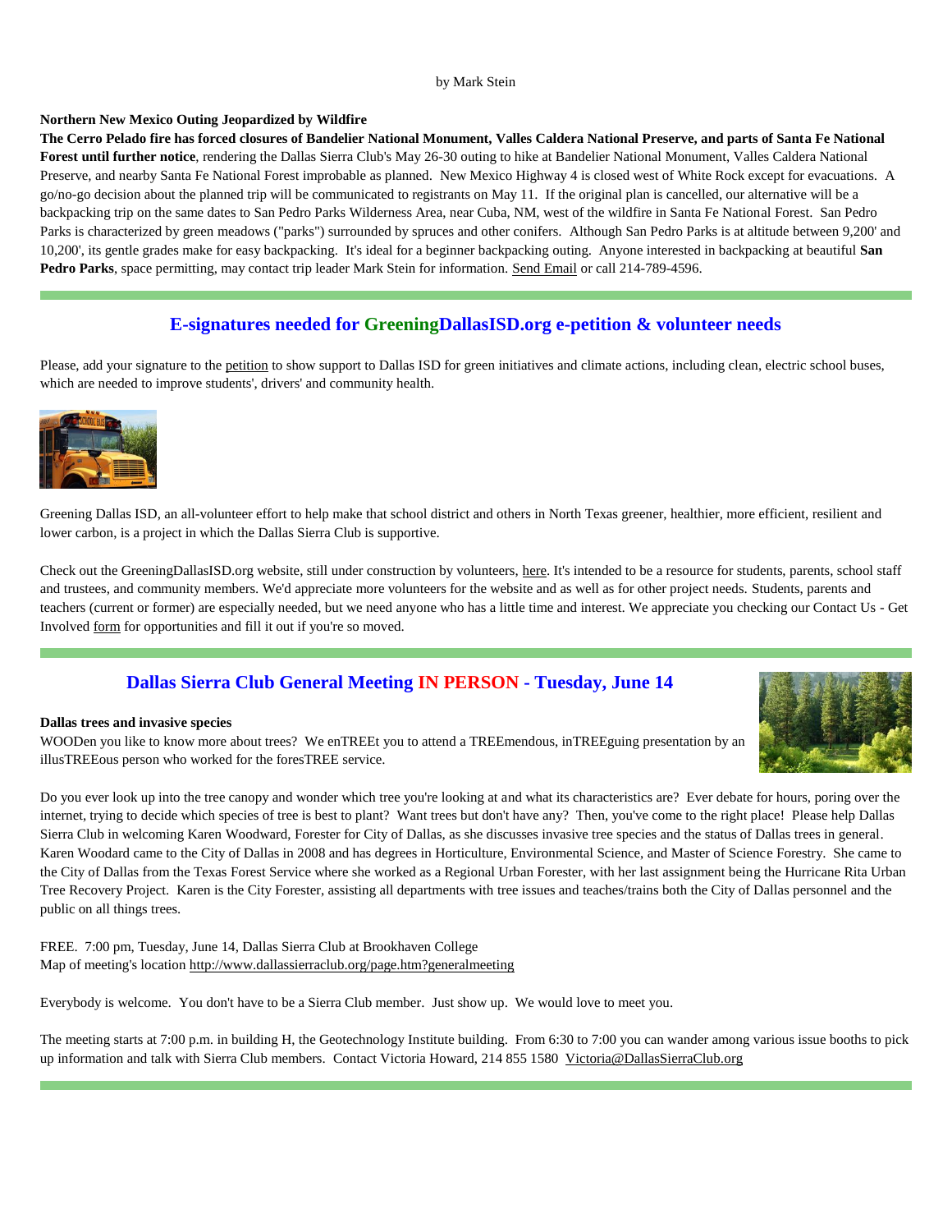by Mark Stein

**Northern New Mexico Outing Jeopardized by Wildfire**

**The Cerro Pelado fire has forced closures of Bandelier National Monument, Valles Caldera National Preserve, and parts of Santa Fe National Forest until further notice**, rendering the Dallas Sierra Club's May 26-30 outing to hike at Bandelier National Monument, Valles Caldera National Preserve, and nearby Santa Fe National Forest improbable as planned. New Mexico Highway 4 is closed west of White Rock except for evacuations. A go/no-go decision about the planned trip will be communicated to registrants on May 11. If the original plan is cancelled, our alternative will be a backpacking trip on the same dates to San Pedro Parks Wilderness Area, near Cuba, NM, west of the wildfire in Santa Fe National Forest. San Pedro Parks is characterized by green meadows ("parks") surrounded by spruces and other conifers. Although San Pedro Parks is at altitude between 9,200' and 10,200', its gentle grades make for easy backpacking. It's ideal for a beginner backpacking outing. Anyone interested in backpacking at beautiful **San Pedro Parks**, space permitting, may contact trip leader Mark Stein for information. Send Email or call 214-789-4596.

---

## E-signatures needed for GreeningDallasISD.org e-petition & volunteer needs

Please, add your signature to the petition to show support to Dallas ISD for green initiatives and climate actions, including clean, electric school buses, which are needed to improve students', drivers' and community health.

Greening Dallas ISD, an all-volunteer effort to help make that school district and others in North Texas greener, healthier, more efficient, resilient and lower carbon, is a project in which the Dallas Sierra Club is supportive.

Check out the GreeningDallasISD.org website, still under construction by volunteers, here. It's intended to be a resource for students, parents, school staff and trustees, and community members. We'd appreciate more volunteers for the website and as well as for other project needs. Students, parents and teachers (current or former) are especially needed, but we need anyone who has a little time and interest. We appreciate you checking our Contact Us - Get Involved form for opportunities and fill it out if you're so moved.

---

## Dallas Sierra Club General Meeting IN PERSON - Tuesday, June 14

**Dallas trees and invasive species**

WOODen you like to know more about trees? We enTREEt you to attend a TREEmendous, inTREEguing presentation by an illusTREEous person who worked for the foresTREE service.

Do you ever look up into the tree canopy and wonder which tree you're looking at and what its characteristics are? Ever debate for hours, poring over the internet, trying to decide which species of tree is best to plant? Want trees but don't have any? Then, you've come to the right place! Please help Dallas Sierra Club in welcoming Karen Woodward, Forester for City of Dallas, as she discusses invasive tree species and the status of Dallas trees in general. Karen Woodard came to the City of Dallas in 2008 and has degrees in Horticulture, Environmental Science, and Master of Science Forestry. She came to the City of Dallas from the Texas Forest Service where she worked as a Regional Urban Forester, with her last assignment being the Hurricane Rita Urban Tree Recovery Project. Karen is the City Forester, assisting all departments with tree issues and teaches/trains both the City of Dallas personnel and the public on all things trees.

FREE. 7:00 pm, Tuesday, June 14, Dallas Sierra Club at Brookhaven College
Map of meeting's location http://www.dallassierraclub.org/page.htm?generalmeeting

Everybody is welcome. You don't have to be a Sierra Club member. Just show up. We would love to meet you.

The meeting starts at 7:00 p.m. in building H, the Geotechnology Institute building. From 6:30 to 7:00 you can wander among various issue booths to pick up information and talk with Sierra Club members. Contact Victoria Howard, 214 855 1580 Victoria@DallasSierraClub.org

---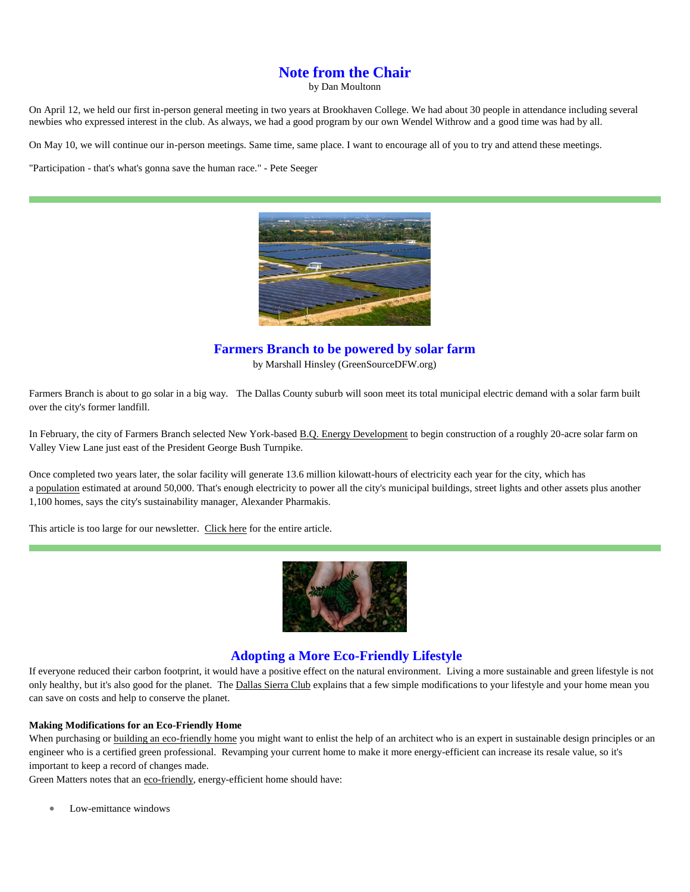## Note from the Chair

by Dan Moultonn

On April 12, we held our first in-person general meeting in two years at Brookhaven College. We had about 30 people in attendance including several newbies who expressed interest in the club. As always, we had a good program by our own Wendel Withrow and a good time was had by all.

On May 10, we will continue our in-person meetings. Same time, same place. I want to encourage all of you to try and attend these meetings.

"Participation - that's what's gonna save the human race." - Pete Seeger

---

## Farmers Branch to be powered by solar farm

by Marshall Hinsley (GreenSourceDFW.org)

Farmers Branch is about to go solar in a big way. The Dallas County suburb will soon meet its total municipal electric demand with a solar farm built over the city's former landfill.

In February, the city of Farmers Branch selected New York-based B.Q. Energy Development to begin construction of a roughly 20-acre solar farm on Valley View Lane just east of the President George Bush Turnpike.

Once completed two years later, the solar facility will generate 13.6 million kilowatt-hours of electricity each year for the city, which has a population estimated at around 50,000. That's enough electricity to power all the city's municipal buildings, street lights and other assets plus another 1,100 homes, says the city's sustainability manager, Alexander Pharmakis.

This article is too large for our newsletter. Click here for the entire article.

---

## Adopting a More Eco-Friendly Lifestyle

If everyone reduced their carbon footprint, it would have a positive effect on the natural environment. Living a more sustainable and green lifestyle is not only healthy, but it's also good for the planet. The Dallas Sierra Club explains that a few simple modifications to your lifestyle and your home mean you can save on costs and help to conserve the planet.

**Making Modifications for an Eco-Friendly Home**

When purchasing or building an eco-friendly home you might want to enlist the help of an architect who is an expert in sustainable design principles or an engineer who is a certified green professional. Revamping your current home to make it more energy-efficient can increase its resale value, so it's important to keep a record of changes made.

Green Matters notes that an eco-friendly, energy-efficient home should have:

- Low-emittance windows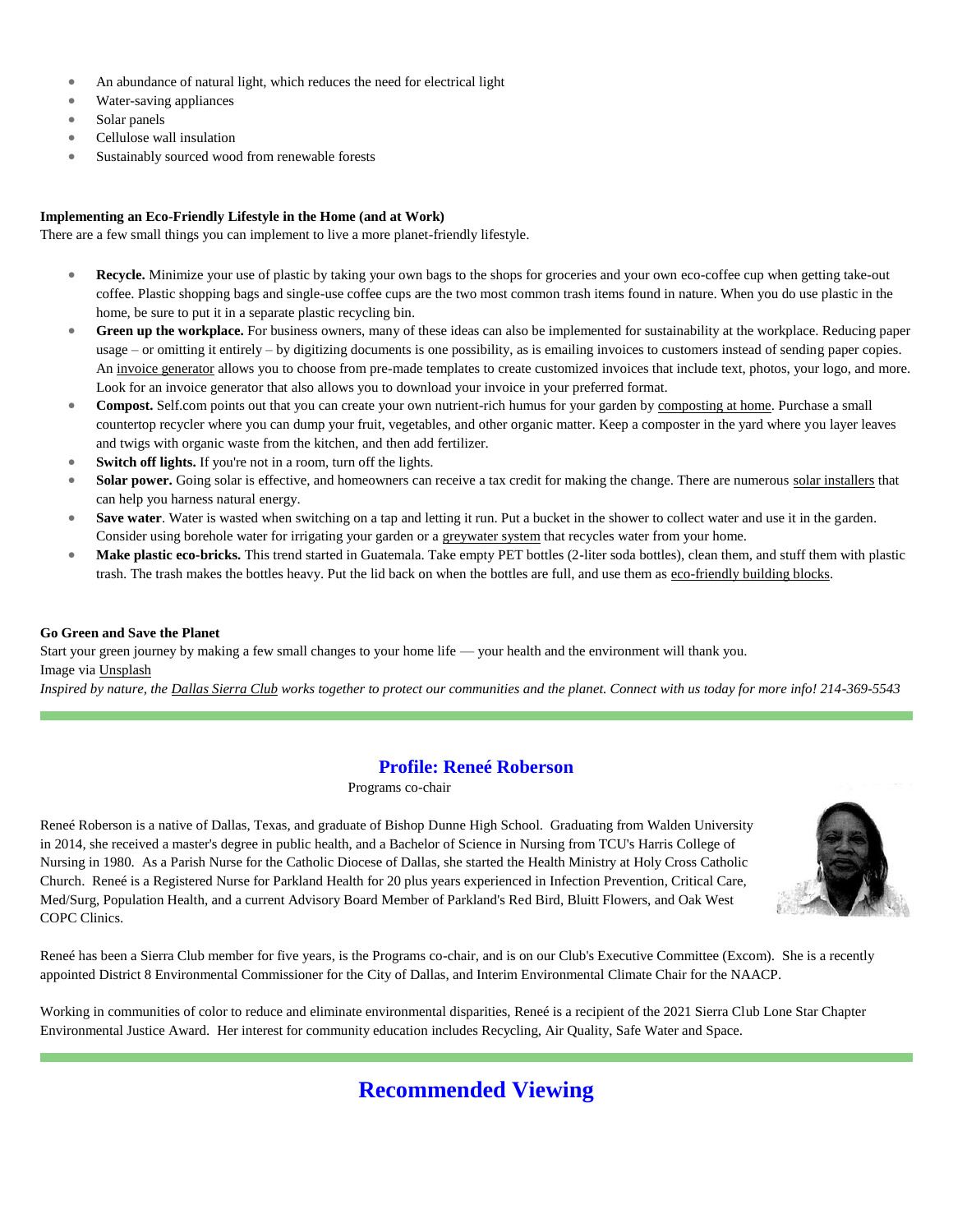- An abundance of natural light, which reduces the need for electrical light
- Water-saving appliances
- Solar panels
- Cellulose wall insulation
- Sustainably sourced wood from renewable forests

**Implementing an Eco-Friendly Lifestyle in the Home (and at Work)**

There are a few small things you can implement to live a more planet-friendly lifestyle.

- **Recycle.** Minimize your use of plastic by taking your own bags to the shops for groceries and your own eco-coffee cup when getting take-out coffee. Plastic shopping bags and single-use coffee cups are the two most common trash items found in nature. When you do use plastic in the home, be sure to put it in a separate plastic recycling bin.
- **Green up the workplace.** For business owners, many of these ideas can also be implemented for sustainability at the workplace. Reducing paper usage – or omitting it entirely – by digitizing documents is one possibility, as is emailing invoices to customers instead of sending paper copies. An invoice generator allows you to choose from pre-made templates to create customized invoices that include text, photos, your logo, and more. Look for an invoice generator that also allows you to download your invoice in your preferred format.
- **Compost.** Self.com points out that you can create your own nutrient-rich humus for your garden by composting at home. Purchase a small countertop recycler where you can dump your fruit, vegetables, and other organic matter. Keep a composter in the yard where you layer leaves and twigs with organic waste from the kitchen, and then add fertilizer.
- **Switch off lights.** If you're not in a room, turn off the lights.
- **Solar power.** Going solar is effective, and homeowners can receive a tax credit for making the change. There are numerous solar installers that can help you harness natural energy.
- **Save water**. Water is wasted when switching on a tap and letting it run. Put a bucket in the shower to collect water and use it in the garden. Consider using borehole water for irrigating your garden or a greywater system that recycles water from your home.
- **Make plastic eco-bricks.** This trend started in Guatemala. Take empty PET bottles (2-liter soda bottles), clean them, and stuff them with plastic trash. The trash makes the bottles heavy. Put the lid back on when the bottles are full, and use them as eco-friendly building blocks.

**Go Green and Save the Planet**

Start your green journey by making a few small changes to your home life — your health and the environment will thank you.

Image via Unsplash

*Inspired by nature, the Dallas Sierra Club works together to protect our communities and the planet. Connect with us today for more info! 214-369-5543*

---

## Profile: Reneé Roberson

Programs co-chair

Reneé Roberson is a native of Dallas, Texas, and graduate of Bishop Dunne High School. Graduating from Walden University in 2014, she received a master's degree in public health, and a Bachelor of Science in Nursing from TCU's Harris College of Nursing in 1980. As a Parish Nurse for the Catholic Diocese of Dallas, she started the Health Ministry at Holy Cross Catholic Church. Reneé is a Registered Nurse for Parkland Health for 20 plus years experienced in Infection Prevention, Critical Care, Med/Surg, Population Health, and a current Advisory Board Member of Parkland's Red Bird, Bluitt Flowers, and Oak West COPC Clinics.

Reneé has been a Sierra Club member for five years, is the Programs co-chair, and is on our Club's Executive Committee (Excom). She is a recently appointed District 8 Environmental Commissioner for the City of Dallas, and Interim Environmental Climate Chair for the NAACP.

Working in communities of color to reduce and eliminate environmental disparities, Reneé is a recipient of the 2021 Sierra Club Lone Star Chapter Environmental Justice Award. Her interest for community education includes Recycling, Air Quality, Safe Water and Space.

---

# Recommended Viewing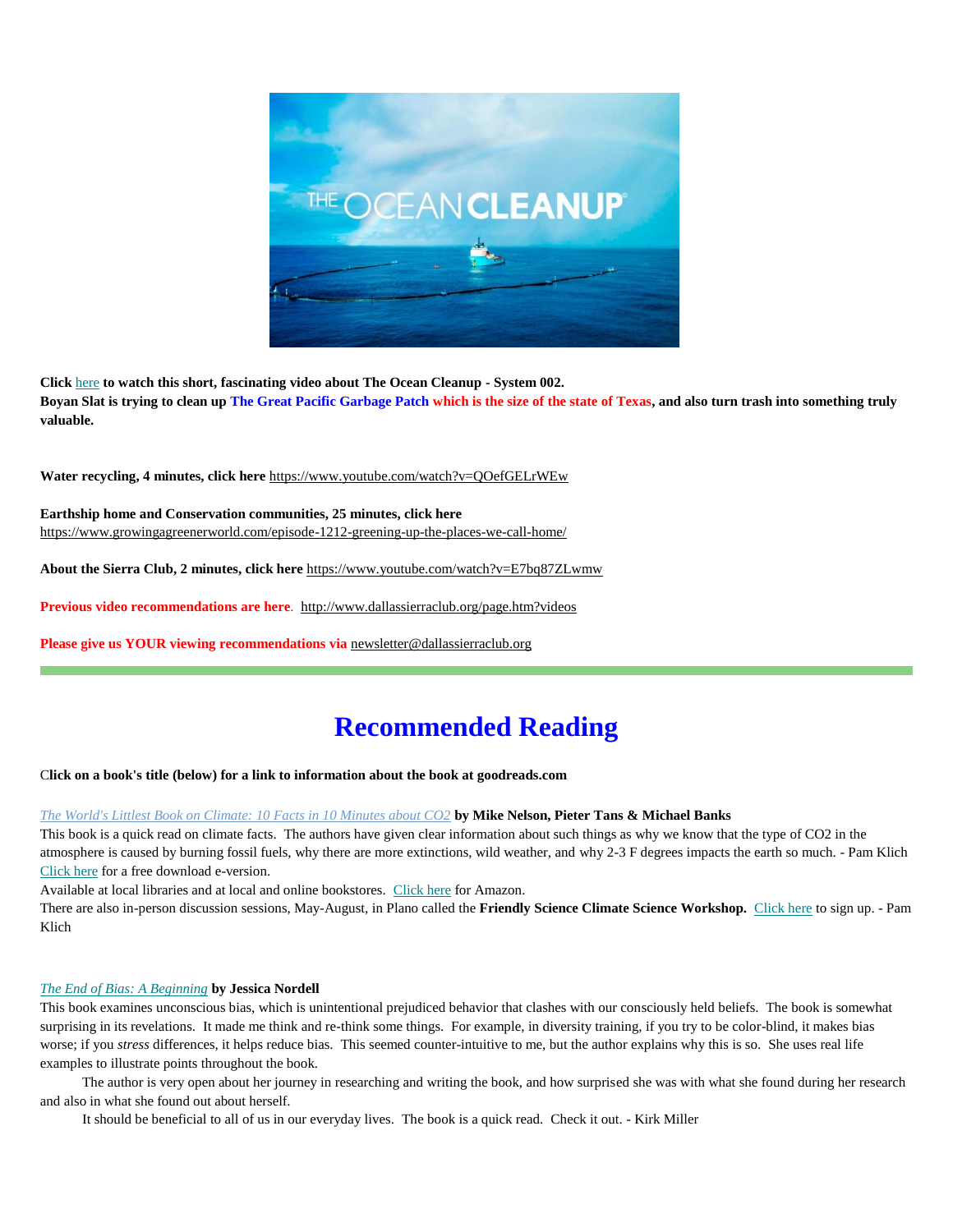**Click here to watch this short, fascinating video about The Ocean Cleanup - System 002.**
**Boyan Slat is trying to clean up The Great Pacific Garbage Patch which is the size of the state of Texas, and also turn trash into something truly valuable.**

**Water recycling, 4 minutes, click here** https://www.youtube.com/watch?v=QOefGELrWEw

**Earthship home and Conservation communities, 25 minutes, click here**
https://www.growingagreenerworld.com/episode-1212-greening-up-the-places-we-call-home/

**About the Sierra Club, 2 minutes, click here** https://www.youtube.com/watch?v=E7bq87ZLwmw

**Previous video recommendations are here**. http://www.dallassierraclub.org/page.htm?videos

**Please give us YOUR viewing recommendations via** newsletter@dallassierraclub.org

# Recommended Reading

**Click on a book's title (below) for a link to information about the book at goodreads.com**

*The World's Littlest Book on Climate: 10 Facts in 10 Minutes about CO2* **by Mike Nelson, Pieter Tans & Michael Banks**
This book is a quick read on climate facts. The authors have given clear information about such things as why we know that the type of $CO_2$ in the atmosphere is caused by burning fossil fuels, why there are more extinctions, wild weather, and why 2-3 F degrees impacts the earth so much. - Pam Klich
Click here for a free download e-version.
Available at local libraries and at local and online bookstores. Click here for Amazon.
There are also in-person discussion sessions, May-August, in Plano called the **Friendly Science Climate Science Workshop.** Click here to sign up. - Pam Klich

*The End of Bias: A Beginning* **by Jessica Nordell**
This book examines unconscious bias, which is unintentional prejudiced behavior that clashes with our consciously held beliefs. The book is somewhat surprising in its revelations. It made me think and re-think some things. For example, in diversity training, if you try to be color-blind, it makes bias worse; if you *stress* differences, it helps reduce bias. This seemed counter-intuitive to me, but the author explains why this is so. She uses real life examples to illustrate points throughout the book.

The author is very open about her journey in researching and writing the book, and how surprised she was with what she found during her research and also in what she found out about herself.

It should be beneficial to all of us in our everyday lives. The book is a quick read. Check it out. - Kirk Miller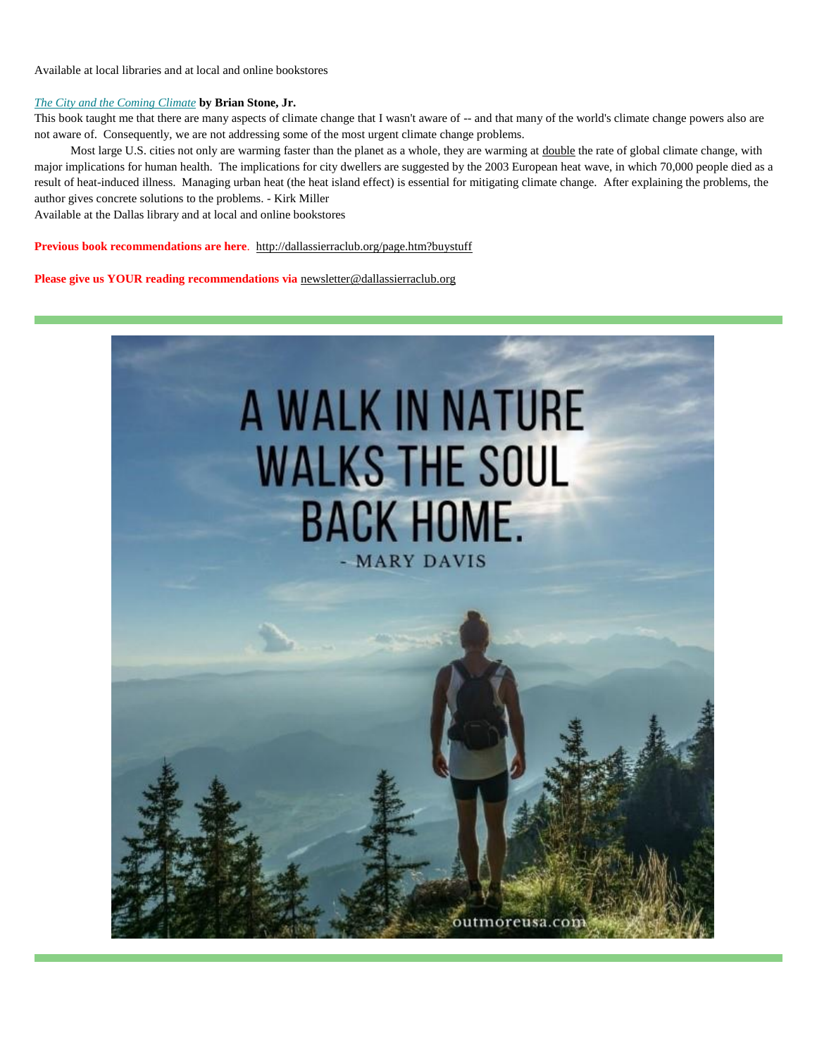Available at local libraries and at local and online bookstores

*The City and the Coming Climate* **by Brian Stone, Jr.**
This book taught me that there are many aspects of climate change that I wasn't aware of -- and that many of the world's climate change powers also are not aware of. Consequently, we are not addressing some of the most urgent climate change problems.

Most large U.S. cities not only are warming faster than the planet as a whole, they are warming at double the rate of global climate change, with major implications for human health. The implications for city dwellers are suggested by the 2003 European heat wave, in which 70,000 people died as a result of heat-induced illness. Managing urban heat (the heat island effect) is essential for mitigating climate change. After explaining the problems, the author gives concrete solutions to the problems. - Kirk Miller
Available at the Dallas library and at local and online bookstores

**Previous book recommendations are here**. http://dallassierraclub.org/page.htm?buystuff

**Please give us YOUR reading recommendations via** newsletter@dallassierraclub.org

---

A WALK IN NATURE WALKS THE SOUL BACK HOME.
- MARY DAVIS

outmoreusa.com

---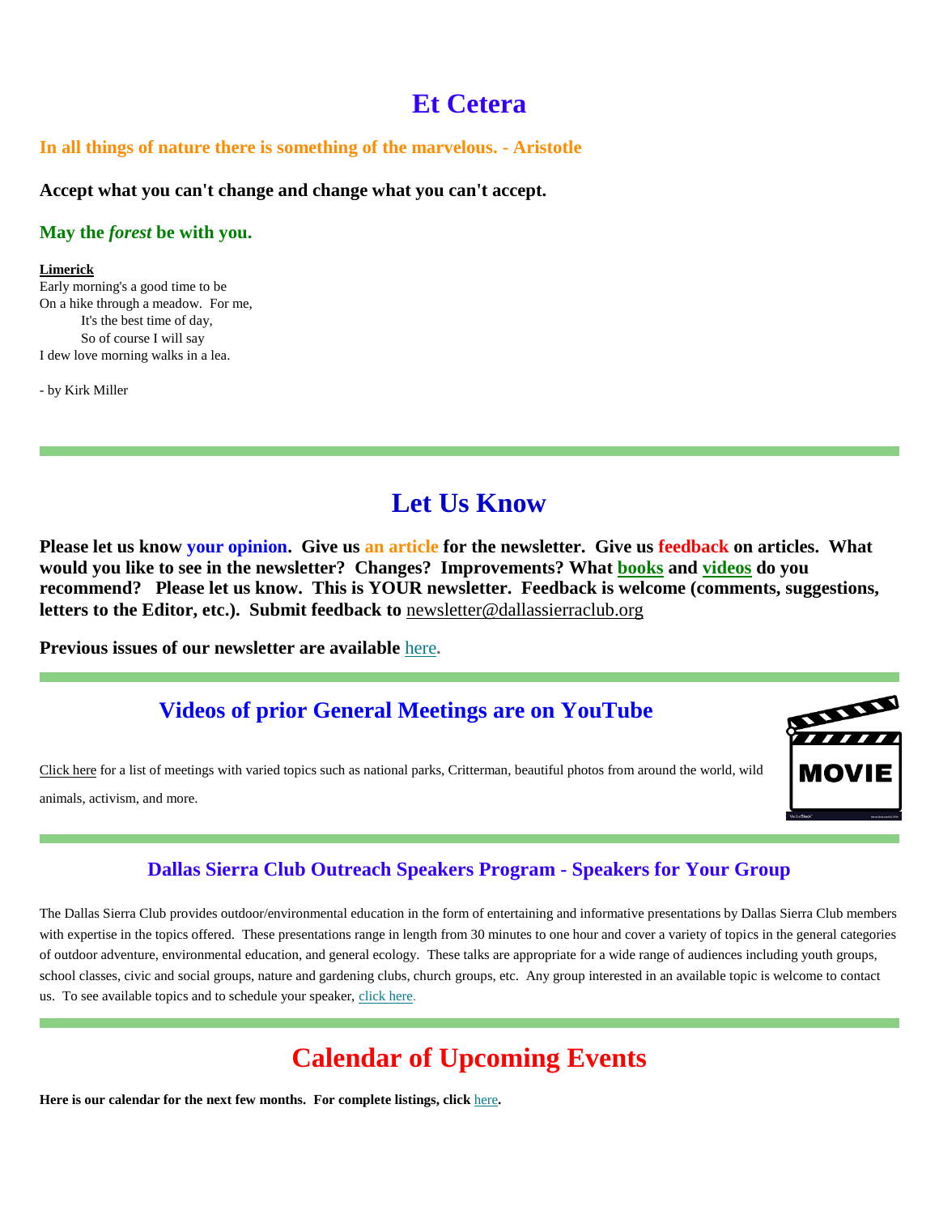# Et Cetera

**In all things of nature there is something of the marvelous. - Aristotle**

**Accept what you can't change and change what you can't accept.**

**May the *forest* be with you.**

**Limerick**

Early morning's a good time to be
On a hike through a meadow. For me,
It's the best time of day,
So of course I will say
I dew love morning walks in a lea.

- by Kirk Miller

---

# Let Us Know

**Please let us know your opinion. Give us an article for the newsletter. Give us feedback on articles. What would you like to see in the newsletter? Changes? Improvements? What books and videos do you recommend? Please let us know. This is YOUR newsletter. Feedback is welcome (comments, suggestions, letters to the Editor, etc.). Submit feedback to** newsletter@dallassierraclub.org

**Previous issues of our newsletter are available** here**.**

---

## Videos of prior General Meetings are on YouTube

Click here for a list of meetings with varied topics such as national parks, Critterman, beautiful photos from around the world, wild animals, activism, and more.

---

### Dallas Sierra Club Outreach Speakers Program - Speakers for Your Group

The Dallas Sierra Club provides outdoor/environmental education in the form of entertaining and informative presentations by Dallas Sierra Club members with expertise in the topics offered. These presentations range in length from 30 minutes to one hour and cover a variety of topics in the general categories of outdoor adventure, environmental education, and general ecology. These talks are appropriate for a wide range of audiences including youth groups, school classes, civic and social groups, nature and gardening clubs, church groups, etc. Any group interested in an available topic is welcome to contact us. To see available topics and to schedule your speaker, click here.

---

# Calendar of Upcoming Events

**Here is our calendar for the next few months. For complete listings, click** here**.**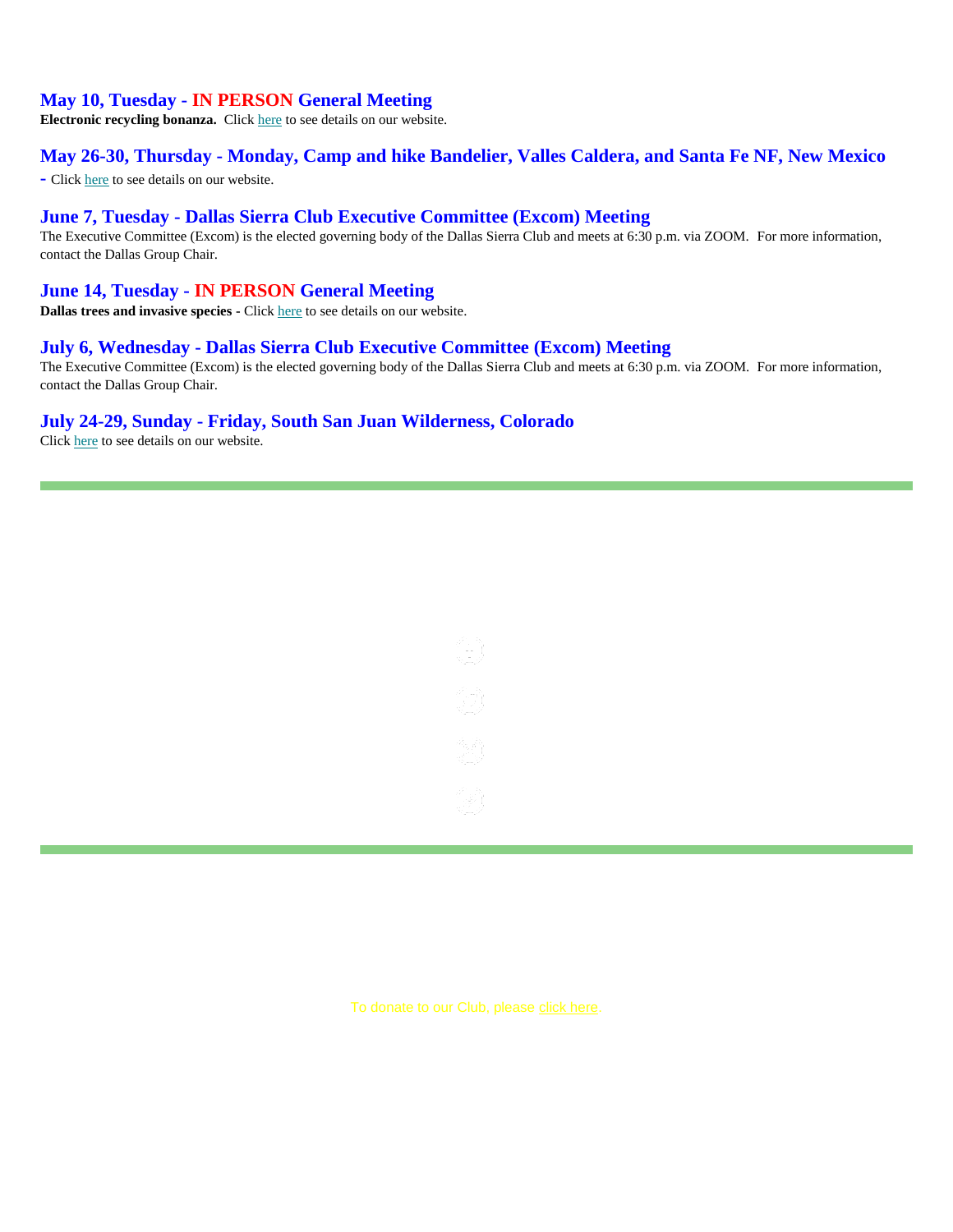### May 10, Tuesday - IN PERSON General Meeting

**Electronic recycling bonanza.** Click here to see details on our website.

### May 26-30, Thursday - Monday, Camp and hike Bandelier, Valles Caldera, and Santa Fe NF, New Mexico

- Click here to see details on our website.

### June 7, Tuesday - Dallas Sierra Club Executive Committee (Excom) Meeting

The Executive Committee (Excom) is the elected governing body of the Dallas Sierra Club and meets at 6:30 p.m. via ZOOM. For more information, contact the Dallas Group Chair.

### June 14, Tuesday - IN PERSON General Meeting

**Dallas trees and invasive species** - Click here to see details on our website.

### July 6, Wednesday - Dallas Sierra Club Executive Committee (Excom) Meeting

The Executive Committee (Excom) is the elected governing body of the Dallas Sierra Club and meets at 6:30 p.m. via ZOOM. For more information, contact the Dallas Group Chair.

### July 24-29, Sunday - Friday, South San Juan Wilderness, Colorado

Click here to see details on our website.

---

---

To donate to our Club, please click here.